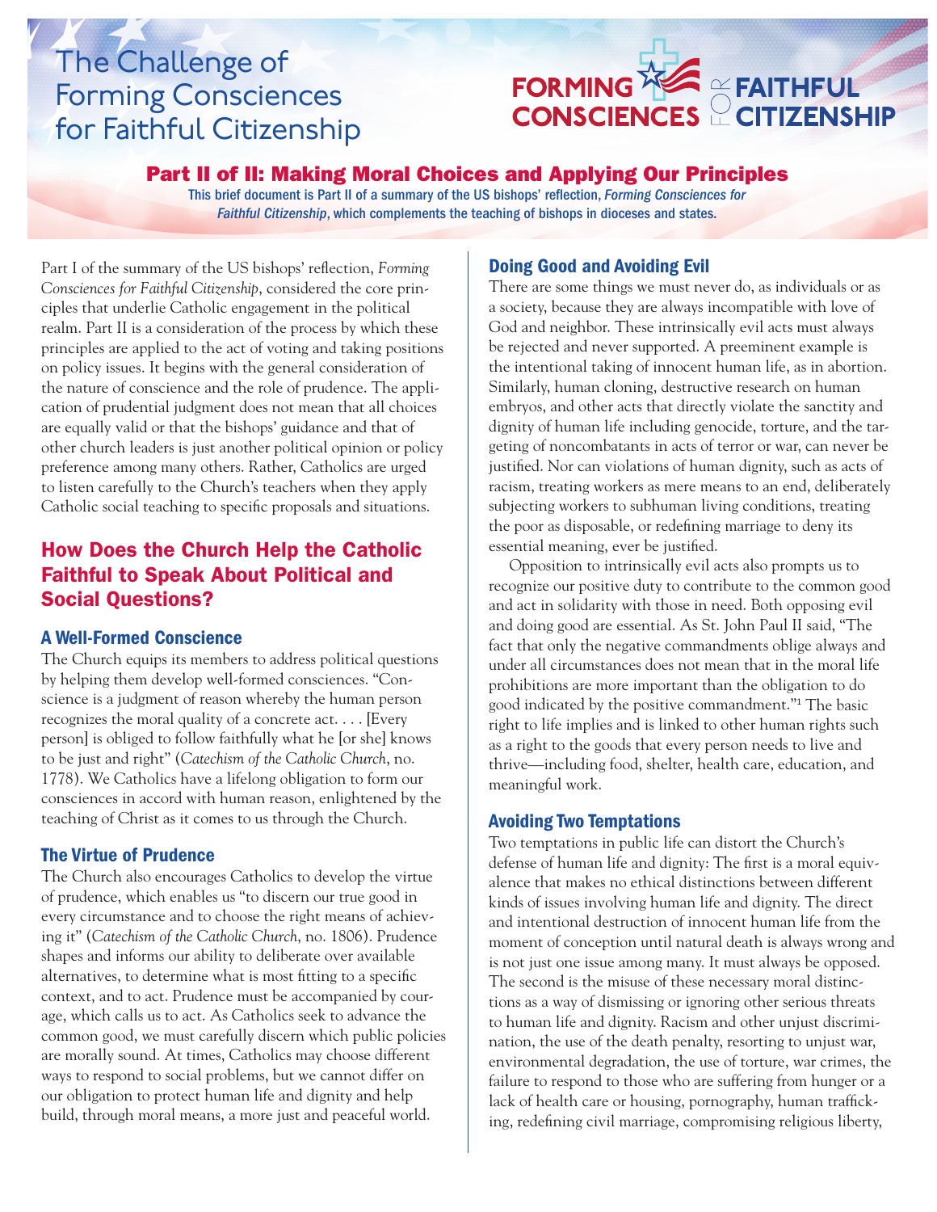# The Challenge of Forming Consciences for Faithful Citizenship

FORMING CONSCIENCES FOR FAITHFUL CITIZENSHIP

## Part II of II: Making Moral Choices and Applying Our Principles

This brief document is Part II of a summary of the US bishops' reflection, *Forming Consciences for Faithful Citizenship*, which complements the teaching of bishops in dioceses and states.

Part I of the summary of the US bishops' reflection, *Forming Consciences for Faithful Citizenship*, considered the core principles that underlie Catholic engagement in the political realm. Part II is a consideration of the process by which these principles are applied to the act of voting and taking positions on policy issues. It begins with the general consideration of the nature of conscience and the role of prudence. The application of prudential judgment does not mean that all choices are equally valid or that the bishops' guidance and that of other church leaders is just another political opinion or policy preference among many others. Rather, Catholics are urged to listen carefully to the Church's teachers when they apply Catholic social teaching to specific proposals and situations.

## How Does the Church Help the Catholic Faithful to Speak About Political and Social Questions?

### A Well-Formed Conscience

The Church equips its members to address political questions by helping them develop well-formed consciences. "Conscience is a judgment of reason whereby the human person recognizes the moral quality of a concrete act. . . . [Every person] is obliged to follow faithfully what he [or she] knows to be just and right" (*Catechism of the Catholic Church*, no. 1778). We Catholics have a lifelong obligation to form our consciences in accord with human reason, enlightened by the teaching of Christ as it comes to us through the Church.

### The Virtue of Prudence

The Church also encourages Catholics to develop the virtue of prudence, which enables us "to discern our true good in every circumstance and to choose the right means of achieving it" (*Catechism of the Catholic Church*, no. 1806). Prudence shapes and informs our ability to deliberate over available alternatives, to determine what is most fitting to a specific context, and to act. Prudence must be accompanied by courage, which calls us to act. As Catholics seek to advance the common good, we must carefully discern which public policies are morally sound. At times, Catholics may choose different ways to respond to social problems, but we cannot differ on our obligation to protect human life and dignity and help build, through moral means, a more just and peaceful world.

### Doing Good and Avoiding Evil

There are some things we must never do, as individuals or as a society, because they are always incompatible with love of God and neighbor. These intrinsically evil acts must always be rejected and never supported. A preeminent example is the intentional taking of innocent human life, as in abortion. Similarly, human cloning, destructive research on human embryos, and other acts that directly violate the sanctity and dignity of human life including genocide, torture, and the targeting of noncombatants in acts of terror or war, can never be justified. Nor can violations of human dignity, such as acts of racism, treating workers as mere means to an end, deliberately subjecting workers to subhuman living conditions, treating the poor as disposable, or redefining marriage to deny its essential meaning, ever be justified.

Opposition to intrinsically evil acts also prompts us to recognize our positive duty to contribute to the common good and act in solidarity with those in need. Both opposing evil and doing good are essential. As St. John Paul II said, "The fact that only the negative commandments oblige always and under all circumstances does not mean that in the moral life prohibitions are more important than the obligation to do good indicated by the positive commandment."[1] The basic right to life implies and is linked to other human rights such as a right to the goods that every person needs to live and thrive—including food, shelter, health care, education, and meaningful work.

### Avoiding Two Temptations

Two temptations in public life can distort the Church's defense of human life and dignity: The first is a moral equivalence that makes no ethical distinctions between different kinds of issues involving human life and dignity. The direct and intentional destruction of innocent human life from the moment of conception until natural death is always wrong and is not just one issue among many. It must always be opposed. The second is the misuse of these necessary moral distinctions as a way of dismissing or ignoring other serious threats to human life and dignity. Racism and other unjust discrimination, the use of the death penalty, resorting to unjust war, environmental degradation, the use of torture, war crimes, the failure to respond to those who are suffering from hunger or a lack of health care or housing, pornography, human trafficking, redefining civil marriage, compromising religious liberty,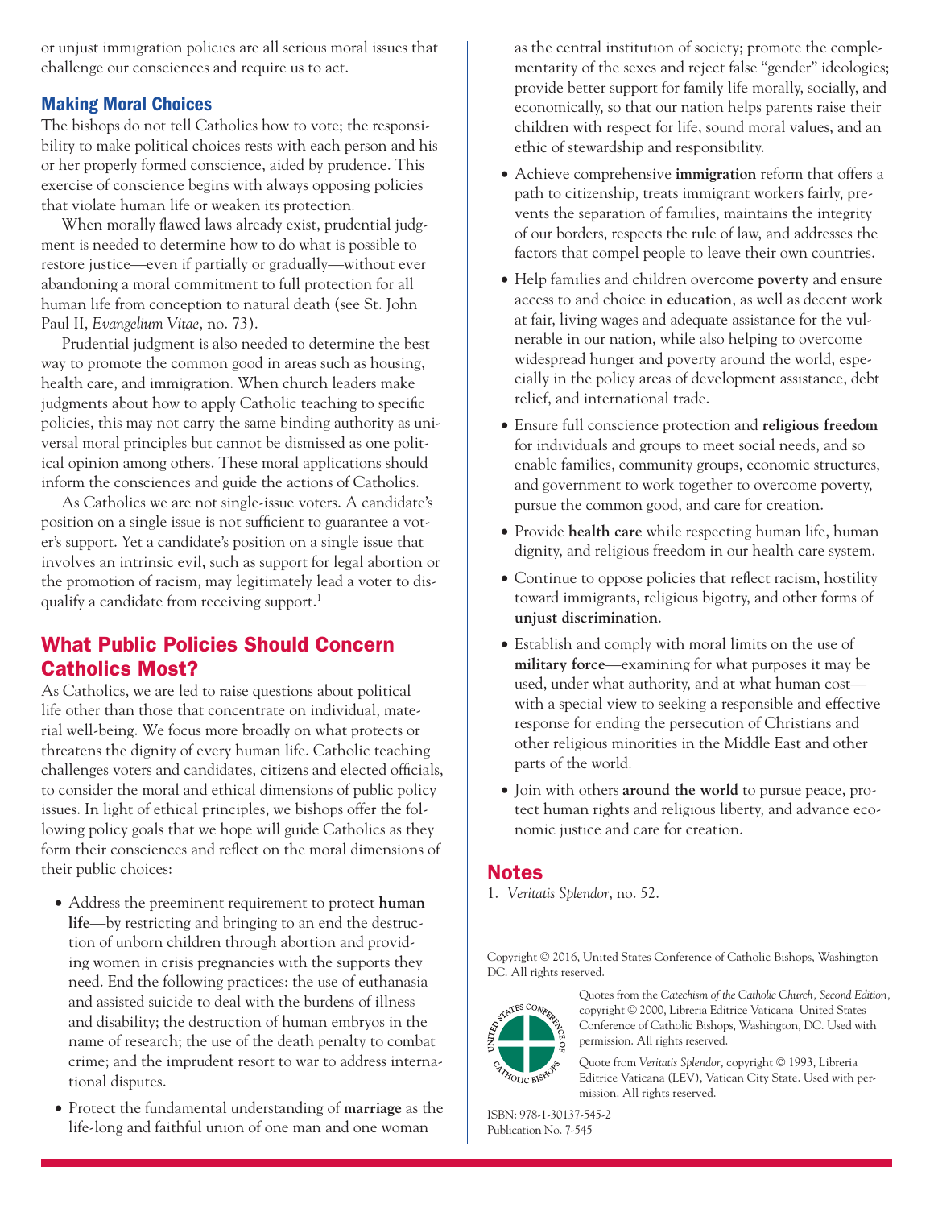or unjust immigration policies are all serious moral issues that challenge our consciences and require us to act.

### Making Moral Choices

The bishops do not tell Catholics how to vote; the responsibility to make political choices rests with each person and his or her properly formed conscience, aided by prudence. This exercise of conscience begins with always opposing policies that violate human life or weaken its protection.

When morally flawed laws already exist, prudential judgment is needed to determine how to do what is possible to restore justice—even if partially or gradually—without ever abandoning a moral commitment to full protection for all human life from conception to natural death (see St. John Paul II, *Evangelium Vitae*, no. 73).

Prudential judgment is also needed to determine the best way to promote the common good in areas such as housing, health care, and immigration. When church leaders make judgments about how to apply Catholic teaching to specific policies, this may not carry the same binding authority as universal moral principles but cannot be dismissed as one political opinion among others. These moral applications should inform the consciences and guide the actions of Catholics.

As Catholics we are not single-issue voters. A candidate's position on a single issue is not sufficient to guarantee a voter's support. Yet a candidate's position on a single issue that involves an intrinsic evil, such as support for legal abortion or the promotion of racism, may legitimately lead a voter to disqualify a candidate from receiving support.[1]

## What Public Policies Should Concern Catholics Most?

As Catholics, we are led to raise questions about political life other than those that concentrate on individual, material well-being. We focus more broadly on what protects or threatens the dignity of every human life. Catholic teaching challenges voters and candidates, citizens and elected officials, to consider the moral and ethical dimensions of public policy issues. In light of ethical principles, we bishops offer the following policy goals that we hope will guide Catholics as they form their consciences and reflect on the moral dimensions of their public choices:

- Address the preeminent requirement to protect **human life**—by restricting and bringing to an end the destruction of unborn children through abortion and providing women in crisis pregnancies with the supports they need. End the following practices: the use of euthanasia and assisted suicide to deal with the burdens of illness and disability; the destruction of human embryos in the name of research; the use of the death penalty to combat crime; and the imprudent resort to war to address international disputes.
- Protect the fundamental understanding of **marriage** as the life-long and faithful union of one man and one woman as the central institution of society; promote the complementarity of the sexes and reject false "gender" ideologies; provide better support for family life morally, socially, and economically, so that our nation helps parents raise their children with respect for life, sound moral values, and an ethic of stewardship and responsibility.
- Achieve comprehensive **immigration** reform that offers a path to citizenship, treats immigrant workers fairly, prevents the separation of families, maintains the integrity of our borders, respects the rule of law, and addresses the factors that compel people to leave their own countries.
- Help families and children overcome **poverty** and ensure access to and choice in **education**, as well as decent work at fair, living wages and adequate assistance for the vulnerable in our nation, while also helping to overcome widespread hunger and poverty around the world, especially in the policy areas of development assistance, debt relief, and international trade.
- Ensure full conscience protection and **religious freedom** for individuals and groups to meet social needs, and so enable families, community groups, economic structures, and government to work together to overcome poverty, pursue the common good, and care for creation.
- Provide **health care** while respecting human life, human dignity, and religious freedom in our health care system.
- Continue to oppose policies that reflect racism, hostility toward immigrants, religious bigotry, and other forms of **unjust discrimination**.
- Establish and comply with moral limits on the use of **military force**—examining for what purposes it may be used, under what authority, and at what human cost—with a special view to seeking a responsible and effective response for ending the persecution of Christians and other religious minorities in the Middle East and other parts of the world.
- Join with others **around the world** to pursue peace, protect human rights and religious liberty, and advance economic justice and care for creation.

## Notes

1. *Veritatis Splendor*, no. 52.

Copyright © 2016, United States Conference of Catholic Bishops, Washington DC. All rights reserved.

Quotes from the *Catechism of the Catholic Church, Second Edition*, copyright © 2000, Libreria Editrice Vaticana–United States Conference of Catholic Bishops, Washington, DC. Used with permission. All rights reserved.

Quote from *Veritatis Splendor*, copyright © 1993, Libreria Editrice Vaticana (LEV), Vatican City State. Used with permission. All rights reserved.

ISBN: 978-1-30137-545-2
Publication No. 7-545